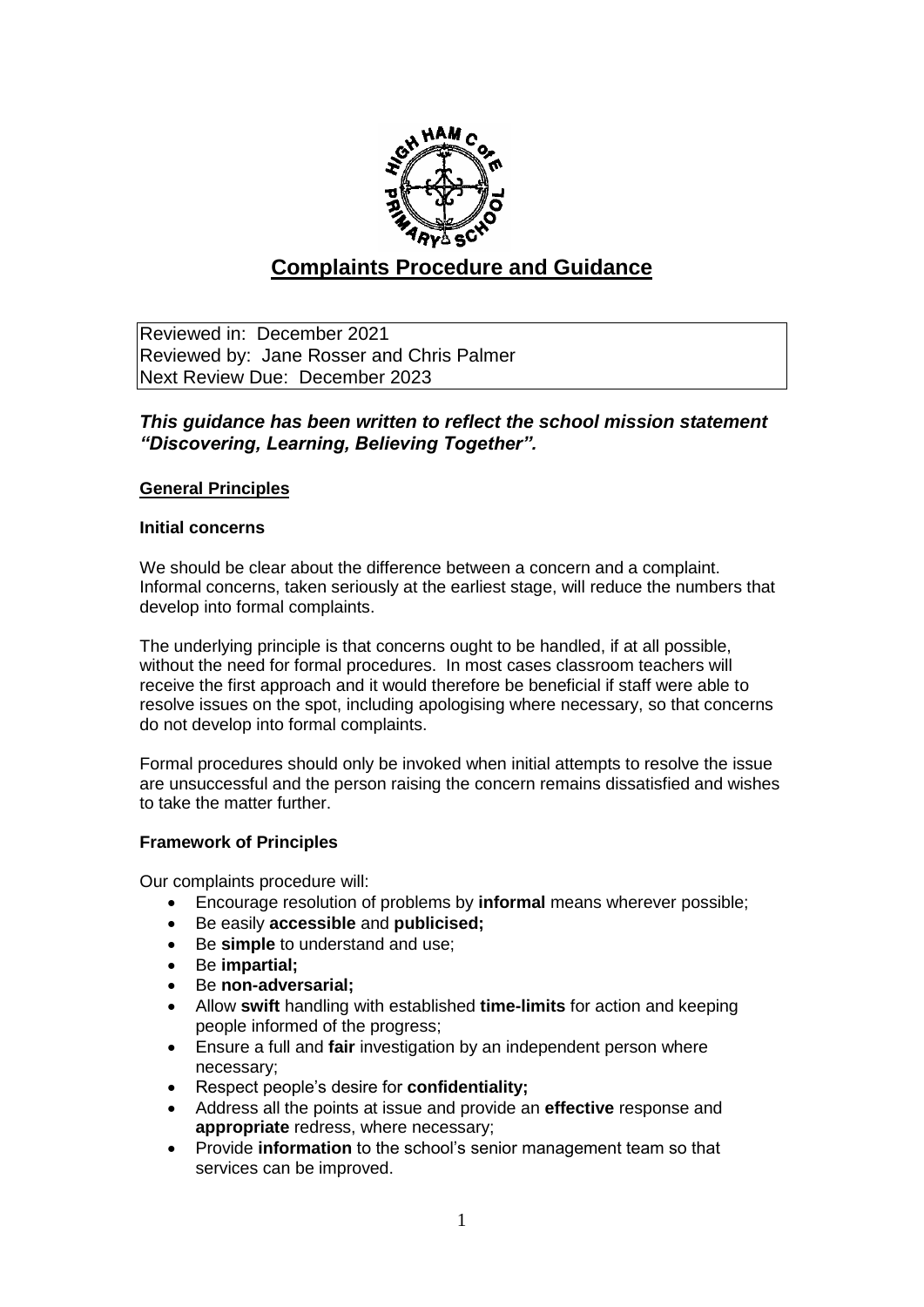# Complaints Procedure and Guidance

Reviewed in: December 2021
Reviewed by: Jane Rosser and Chris Palmer
Next Review Due: December 2023

***This guidance has been written to reflect the school mission statement "Discovering, Learning, Believing Together".***

## General Principles

### Initial concerns

We should be clear about the difference between a concern and a complaint. Informal concerns, taken seriously at the earliest stage, will reduce the numbers that develop into formal complaints.

The underlying principle is that concerns ought to be handled, if at all possible, without the need for formal procedures. In most cases classroom teachers will receive the first approach and it would therefore be beneficial if staff were able to resolve issues on the spot, including apologising where necessary, so that concerns do not develop into formal complaints.

Formal procedures should only be invoked when initial attempts to resolve the issue are unsuccessful and the person raising the concern remains dissatisfied and wishes to take the matter further.

### Framework of Principles

Our complaints procedure will:

- Encourage resolution of problems by **informal** means wherever possible;
- Be easily **accessible** and **publicised;**
- Be **simple** to understand and use;
- Be **impartial;**
- Be **non-adversarial;**
- Allow **swift** handling with established **time-limits** for action and keeping people informed of the progress;
- Ensure a full and **fair** investigation by an independent person where necessary;
- Respect people's desire for **confidentiality;**
- Address all the points at issue and provide an **effective** response and **appropriate** redress, where necessary;
- Provide **information** to the school's senior management team so that services can be improved.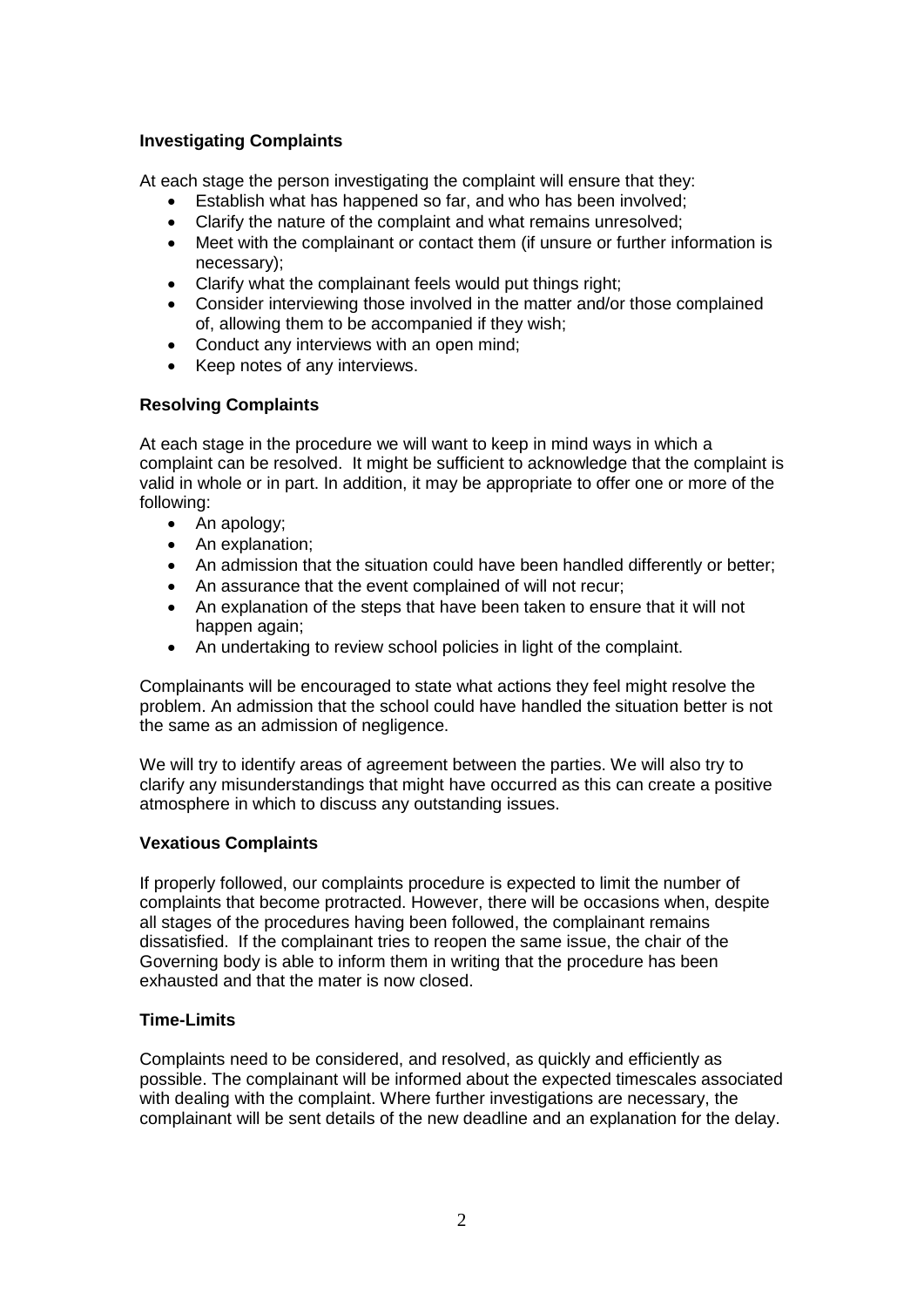**Investigating Complaints**

At each stage the person investigating the complaint will ensure that they:

- Establish what has happened so far, and who has been involved;
- Clarify the nature of the complaint and what remains unresolved;
- Meet with the complainant or contact them (if unsure or further information is necessary);
- Clarify what the complainant feels would put things right;
- Consider interviewing those involved in the matter and/or those complained of, allowing them to be accompanied if they wish;
- Conduct any interviews with an open mind;
- Keep notes of any interviews.

**Resolving Complaints**

At each stage in the procedure we will want to keep in mind ways in which a complaint can be resolved. It might be sufficient to acknowledge that the complaint is valid in whole or in part. In addition, it may be appropriate to offer one or more of the following:

- An apology;
- An explanation;
- An admission that the situation could have been handled differently or better;
- An assurance that the event complained of will not recur;
- An explanation of the steps that have been taken to ensure that it will not happen again;
- An undertaking to review school policies in light of the complaint.

Complainants will be encouraged to state what actions they feel might resolve the problem. An admission that the school could have handled the situation better is not the same as an admission of negligence.

We will try to identify areas of agreement between the parties. We will also try to clarify any misunderstandings that might have occurred as this can create a positive atmosphere in which to discuss any outstanding issues.

**Vexatious Complaints**

If properly followed, our complaints procedure is expected to limit the number of complaints that become protracted. However, there will be occasions when, despite all stages of the procedures having been followed, the complainant remains dissatisfied. If the complainant tries to reopen the same issue, the chair of the Governing body is able to inform them in writing that the procedure has been exhausted and that the mater is now closed.

**Time-Limits**

Complaints need to be considered, and resolved, as quickly and efficiently as possible. The complainant will be informed about the expected timescales associated with dealing with the complaint. Where further investigations are necessary, the complainant will be sent details of the new deadline and an explanation for the delay.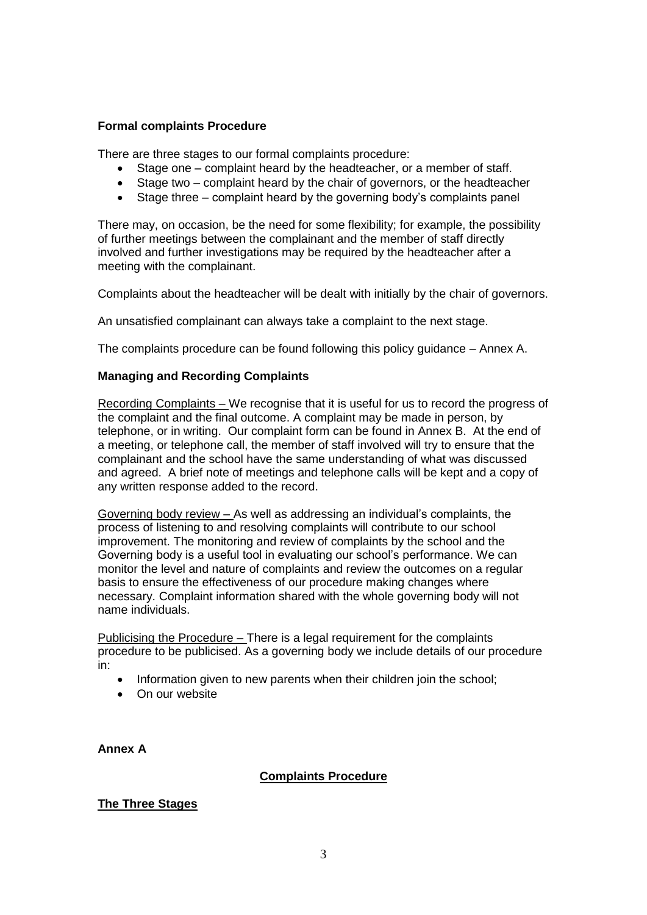**Formal complaints Procedure**

There are three stages to our formal complaints procedure:

- Stage one – complaint heard by the headteacher, or a member of staff.
- Stage two – complaint heard by the chair of governors, or the headteacher
- Stage three – complaint heard by the governing body's complaints panel

There may, on occasion, be the need for some flexibility; for example, the possibility of further meetings between the complainant and the member of staff directly involved and further investigations may be required by the headteacher after a meeting with the complainant.

Complaints about the headteacher will be dealt with initially by the chair of governors.

An unsatisfied complainant can always take a complaint to the next stage.

The complaints procedure can be found following this policy guidance – Annex A.

**Managing and Recording Complaints**

Recording Complaints – We recognise that it is useful for us to record the progress of the complaint and the final outcome. A complaint may be made in person, by telephone, or in writing. Our complaint form can be found in Annex B. At the end of a meeting, or telephone call, the member of staff involved will try to ensure that the complainant and the school have the same understanding of what was discussed and agreed. A brief note of meetings and telephone calls will be kept and a copy of any written response added to the record.

Governing body review – As well as addressing an individual's complaints, the process of listening to and resolving complaints will contribute to our school improvement. The monitoring and review of complaints by the school and the Governing body is a useful tool in evaluating our school's performance. We can monitor the level and nature of complaints and review the outcomes on a regular basis to ensure the effectiveness of our procedure making changes where necessary. Complaint information shared with the whole governing body will not name individuals.

Publicising the Procedure – There is a legal requirement for the complaints procedure to be publicised. As a governing body we include details of our procedure in:

- Information given to new parents when their children join the school;
- On our website

**Annex A**

**Complaints Procedure**

**The Three Stages**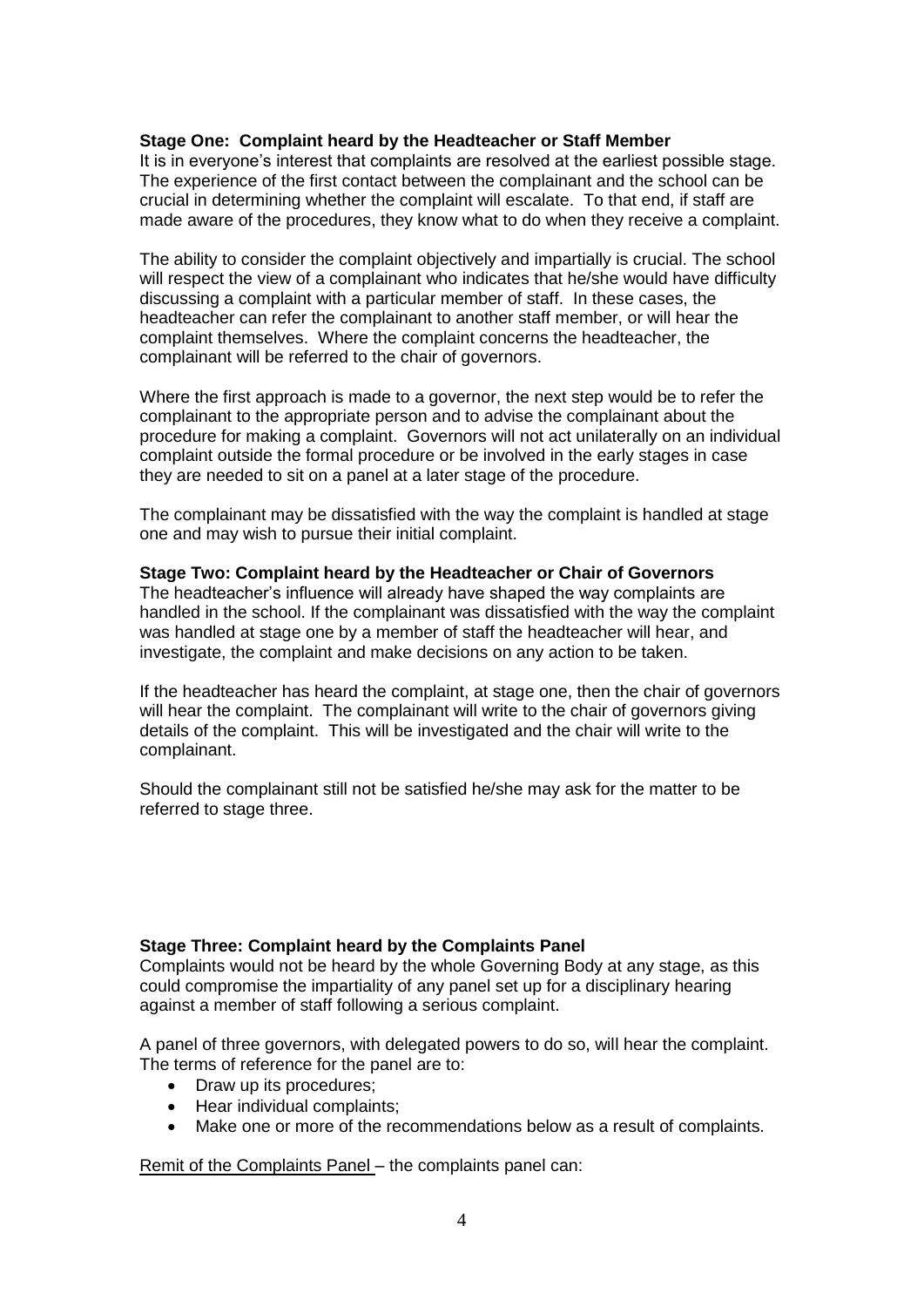**Stage One: Complaint heard by the Headteacher or Staff Member**

It is in everyone's interest that complaints are resolved at the earliest possible stage. The experience of the first contact between the complainant and the school can be crucial in determining whether the complaint will escalate. To that end, if staff are made aware of the procedures, they know what to do when they receive a complaint.

The ability to consider the complaint objectively and impartially is crucial. The school will respect the view of a complainant who indicates that he/she would have difficulty discussing a complaint with a particular member of staff. In these cases, the headteacher can refer the complainant to another staff member, or will hear the complaint themselves. Where the complaint concerns the headteacher, the complainant will be referred to the chair of governors.

Where the first approach is made to a governor, the next step would be to refer the complainant to the appropriate person and to advise the complainant about the procedure for making a complaint. Governors will not act unilaterally on an individual complaint outside the formal procedure or be involved in the early stages in case they are needed to sit on a panel at a later stage of the procedure.

The complainant may be dissatisfied with the way the complaint is handled at stage one and may wish to pursue their initial complaint.

**Stage Two: Complaint heard by the Headteacher or Chair of Governors**

The headteacher's influence will already have shaped the way complaints are handled in the school. If the complainant was dissatisfied with the way the complaint was handled at stage one by a member of staff the headteacher will hear, and investigate, the complaint and make decisions on any action to be taken.

If the headteacher has heard the complaint, at stage one, then the chair of governors will hear the complaint. The complainant will write to the chair of governors giving details of the complaint. This will be investigated and the chair will write to the complainant.

Should the complainant still not be satisfied he/she may ask for the matter to be referred to stage three.

**Stage Three: Complaint heard by the Complaints Panel**

Complaints would not be heard by the whole Governing Body at any stage, as this could compromise the impartiality of any panel set up for a disciplinary hearing against a member of staff following a serious complaint.

A panel of three governors, with delegated powers to do so, will hear the complaint. The terms of reference for the panel are to:

- Draw up its procedures;
- Hear individual complaints;
- Make one or more of the recommendations below as a result of complaints.

<u>Remit of the Complaints Panel</u> – the complaints panel can: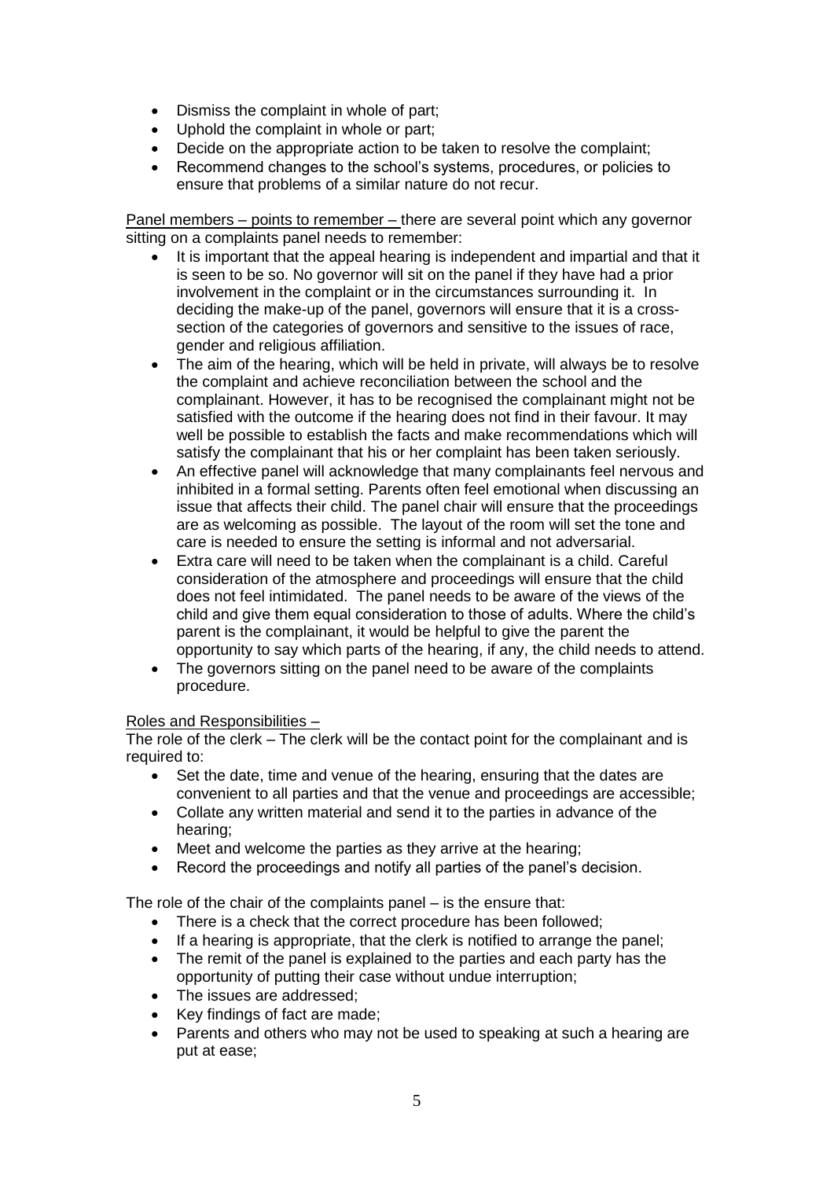- Dismiss the complaint in whole of part;
- Uphold the complaint in whole or part;
- Decide on the appropriate action to be taken to resolve the complaint;
- Recommend changes to the school's systems, procedures, or policies to ensure that problems of a similar nature do not recur.

<u>Panel members – points to remember –</u> there are several point which any governor sitting on a complaints panel needs to remember:

- It is important that the appeal hearing is independent and impartial and that it is seen to be so. No governor will sit on the panel if they have had a prior involvement in the complaint or in the circumstances surrounding it. In deciding the make-up of the panel, governors will ensure that it is a cross-section of the categories of governors and sensitive to the issues of race, gender and religious affiliation.
- The aim of the hearing, which will be held in private, will always be to resolve the complaint and achieve reconciliation between the school and the complainant. However, it has to be recognised the complainant might not be satisfied with the outcome if the hearing does not find in their favour. It may well be possible to establish the facts and make recommendations which will satisfy the complainant that his or her complaint has been taken seriously.
- An effective panel will acknowledge that many complainants feel nervous and inhibited in a formal setting. Parents often feel emotional when discussing an issue that affects their child. The panel chair will ensure that the proceedings are as welcoming as possible. The layout of the room will set the tone and care is needed to ensure the setting is informal and not adversarial.
- Extra care will need to be taken when the complainant is a child. Careful consideration of the atmosphere and proceedings will ensure that the child does not feel intimidated. The panel needs to be aware of the views of the child and give them equal consideration to those of adults. Where the child's parent is the complainant, it would be helpful to give the parent the opportunity to say which parts of the hearing, if any, the child needs to attend.
- The governors sitting on the panel need to be aware of the complaints procedure.

<u>Roles and Responsibilities –</u>

The role of the clerk – The clerk will be the contact point for the complainant and is required to:

- Set the date, time and venue of the hearing, ensuring that the dates are convenient to all parties and that the venue and proceedings are accessible;
- Collate any written material and send it to the parties in advance of the hearing;
- Meet and welcome the parties as they arrive at the hearing;
- Record the proceedings and notify all parties of the panel's decision.

The role of the chair of the complaints panel – is the ensure that:

- There is a check that the correct procedure has been followed;
- If a hearing is appropriate, that the clerk is notified to arrange the panel;
- The remit of the panel is explained to the parties and each party has the opportunity of putting their case without undue interruption;
- The issues are addressed;
- Key findings of fact are made;
- Parents and others who may not be used to speaking at such a hearing are put at ease;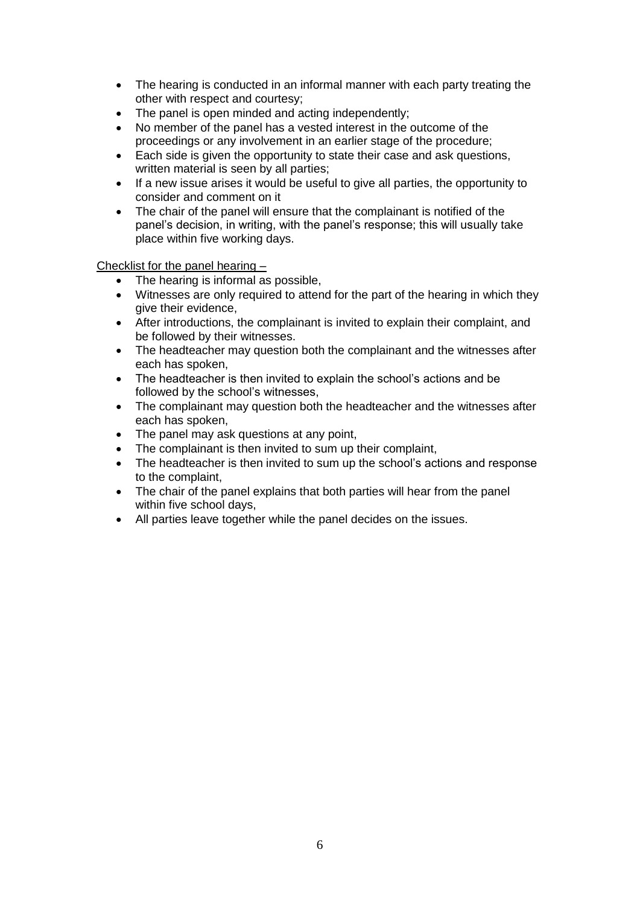- The hearing is conducted in an informal manner with each party treating the other with respect and courtesy;
- The panel is open minded and acting independently;
- No member of the panel has a vested interest in the outcome of the proceedings or any involvement in an earlier stage of the procedure;
- Each side is given the opportunity to state their case and ask questions, written material is seen by all parties;
- If a new issue arises it would be useful to give all parties, the opportunity to consider and comment on it
- The chair of the panel will ensure that the complainant is notified of the panel's decision, in writing, with the panel's response; this will usually take place within five working days.

Checklist for the panel hearing –

- The hearing is informal as possible,
- Witnesses are only required to attend for the part of the hearing in which they give their evidence,
- After introductions, the complainant is invited to explain their complaint, and be followed by their witnesses.
- The headteacher may question both the complainant and the witnesses after each has spoken,
- The headteacher is then invited to explain the school's actions and be followed by the school's witnesses,
- The complainant may question both the headteacher and the witnesses after each has spoken,
- The panel may ask questions at any point,
- The complainant is then invited to sum up their complaint,
- The headteacher is then invited to sum up the school's actions and response to the complaint,
- The chair of the panel explains that both parties will hear from the panel within five school days,
- All parties leave together while the panel decides on the issues.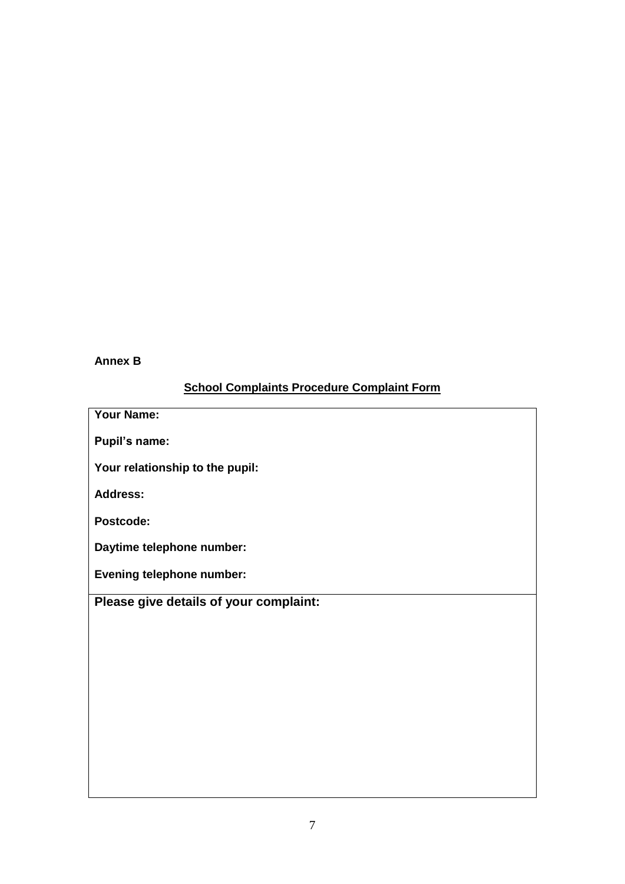**Annex B**

## School Complaints Procedure Complaint Form

| **Your Name:**<br><br>**Pupil's name:**<br><br>**Your relationship to the pupil:**<br><br>**Address:**<br><br>**Postcode:**<br><br>**Daytime telephone number:**<br><br>**Evening telephone number:** |
|---|
| **Please give details of your complaint:** |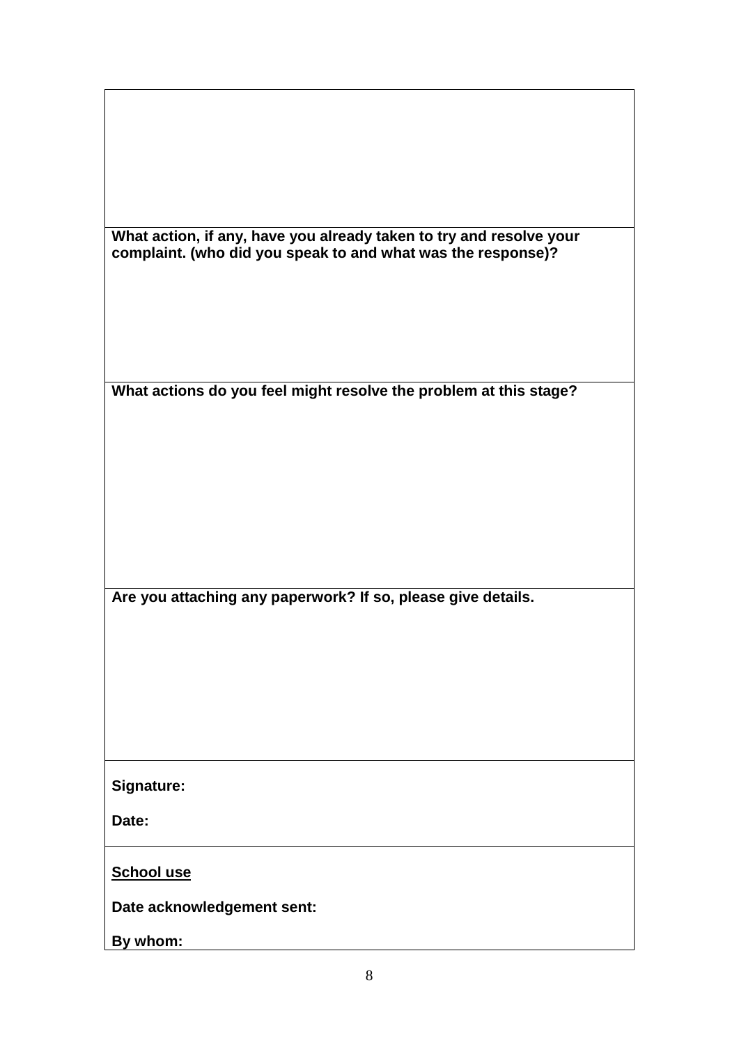| |
|---|
| |
| **What action, if any, have you already taken to try and resolve your complaint. (who did you speak to and what was the response)?** |
| **What actions do you feel might resolve the problem at this stage?** |
| **Are you attaching any paperwork? If so, please give details.** |
| **Signature:**<br><br>**Date:** |
| **<u>School use</u>**<br><br>**Date acknowledgement sent:**<br><br>**By whom:** |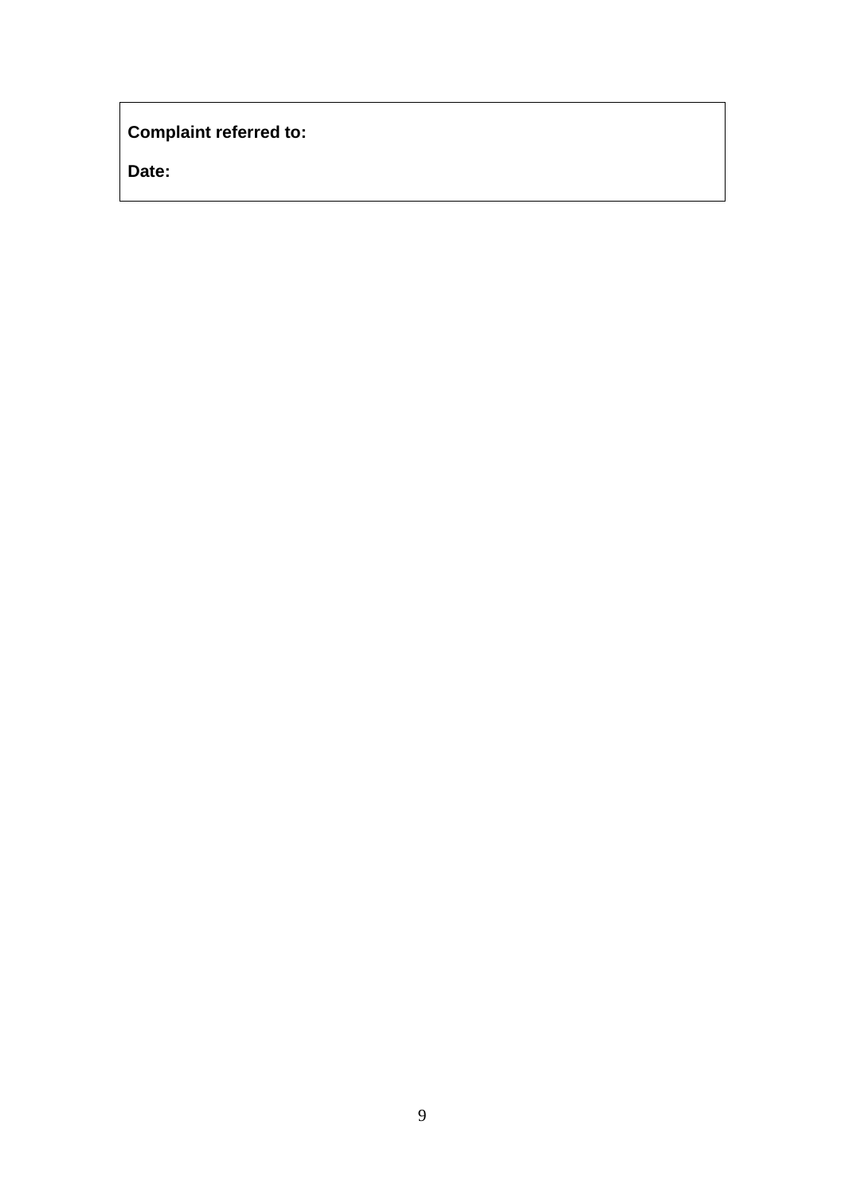**Complaint referred to:**

**Date:**